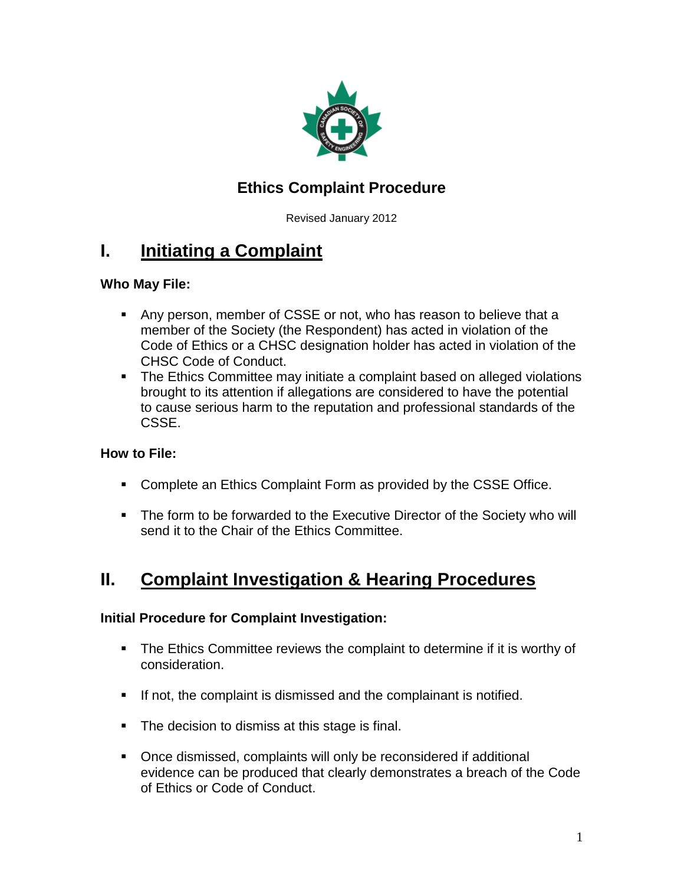# Ethics Complaint Procedure

Revised January 2012

## I. Initiating a Complaint

**Who May File:**

- Any person, member of CSSE or not, who has reason to believe that a member of the Society (the Respondent) has acted in violation of the Code of Ethics or a CHSC designation holder has acted in violation of the CHSC Code of Conduct.
- The Ethics Committee may initiate a complaint based on alleged violations brought to its attention if allegations are considered to have the potential to cause serious harm to the reputation and professional standards of the CSSE.

**How to File:**

- Complete an Ethics Complaint Form as provided by the CSSE Office.
- The form to be forwarded to the Executive Director of the Society who will send it to the Chair of the Ethics Committee.

## II. Complaint Investigation & Hearing Procedures

**Initial Procedure for Complaint Investigation:**

- The Ethics Committee reviews the complaint to determine if it is worthy of consideration.
- If not, the complaint is dismissed and the complainant is notified.
- The decision to dismiss at this stage is final.
- Once dismissed, complaints will only be reconsidered if additional evidence can be produced that clearly demonstrates a breach of the Code of Ethics or Code of Conduct.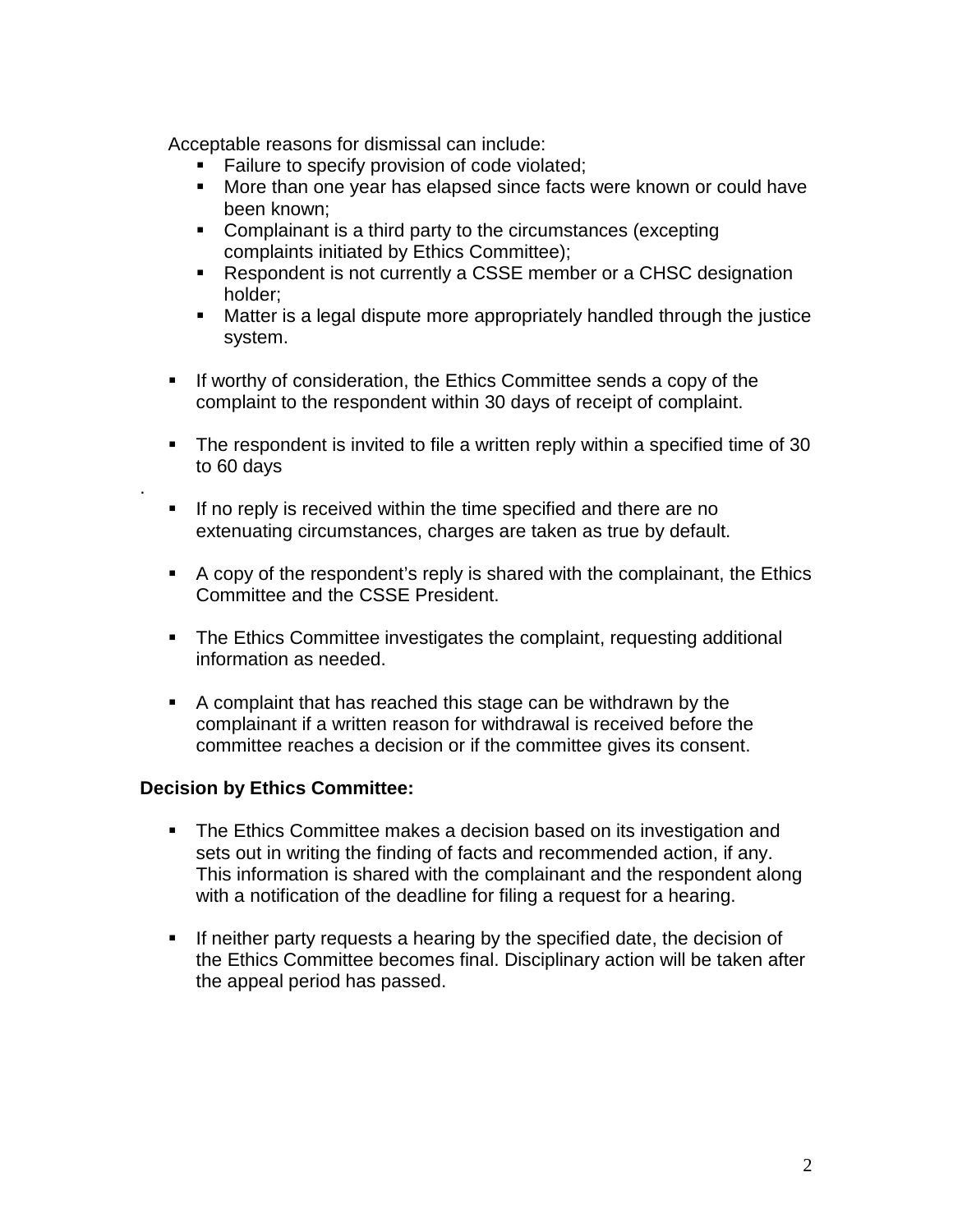Acceptable reasons for dismissal can include:

- Failure to specify provision of code violated;
- More than one year has elapsed since facts were known or could have been known;
- Complainant is a third party to the circumstances (excepting complaints initiated by Ethics Committee);
- Respondent is not currently a CSSE member or a CHSC designation holder;
- Matter is a legal dispute more appropriately handled through the justice system.

- If worthy of consideration, the Ethics Committee sends a copy of the complaint to the respondent within 30 days of receipt of complaint.

- The respondent is invited to file a written reply within a specified time of 30 to 60 days

.

- If no reply is received within the time specified and there are no extenuating circumstances, charges are taken as true by default.

- A copy of the respondent's reply is shared with the complainant, the Ethics Committee and the CSSE President.

- The Ethics Committee investigates the complaint, requesting additional information as needed.

- A complaint that has reached this stage can be withdrawn by the complainant if a written reason for withdrawal is received before the committee reaches a decision or if the committee gives its consent.

**Decision by Ethics Committee:**

- The Ethics Committee makes a decision based on its investigation and sets out in writing the finding of facts and recommended action, if any. This information is shared with the complainant and the respondent along with a notification of the deadline for filing a request for a hearing.

- If neither party requests a hearing by the specified date, the decision of the Ethics Committee becomes final. Disciplinary action will be taken after the appeal period has passed.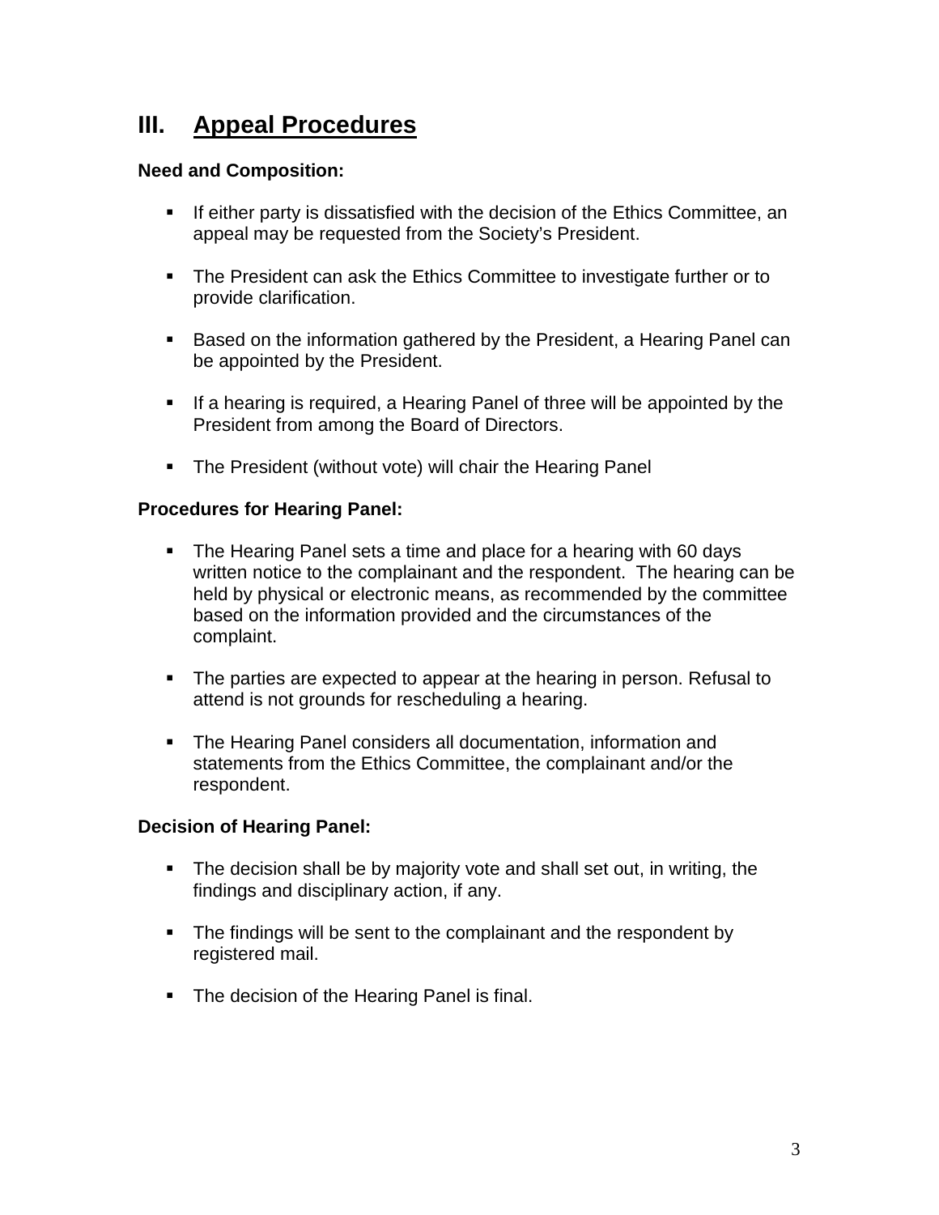# III. Appeal Procedures

**Need and Composition:**

- If either party is dissatisfied with the decision of the Ethics Committee, an appeal may be requested from the Society's President.
- The President can ask the Ethics Committee to investigate further or to provide clarification.
- Based on the information gathered by the President, a Hearing Panel can be appointed by the President.
- If a hearing is required, a Hearing Panel of three will be appointed by the President from among the Board of Directors.
- The President (without vote) will chair the Hearing Panel

**Procedures for Hearing Panel:**

- The Hearing Panel sets a time and place for a hearing with 60 days written notice to the complainant and the respondent. The hearing can be held by physical or electronic means, as recommended by the committee based on the information provided and the circumstances of the complaint.
- The parties are expected to appear at the hearing in person. Refusal to attend is not grounds for rescheduling a hearing.
- The Hearing Panel considers all documentation, information and statements from the Ethics Committee, the complainant and/or the respondent.

**Decision of Hearing Panel:**

- The decision shall be by majority vote and shall set out, in writing, the findings and disciplinary action, if any.
- The findings will be sent to the complainant and the respondent by registered mail.
- The decision of the Hearing Panel is final.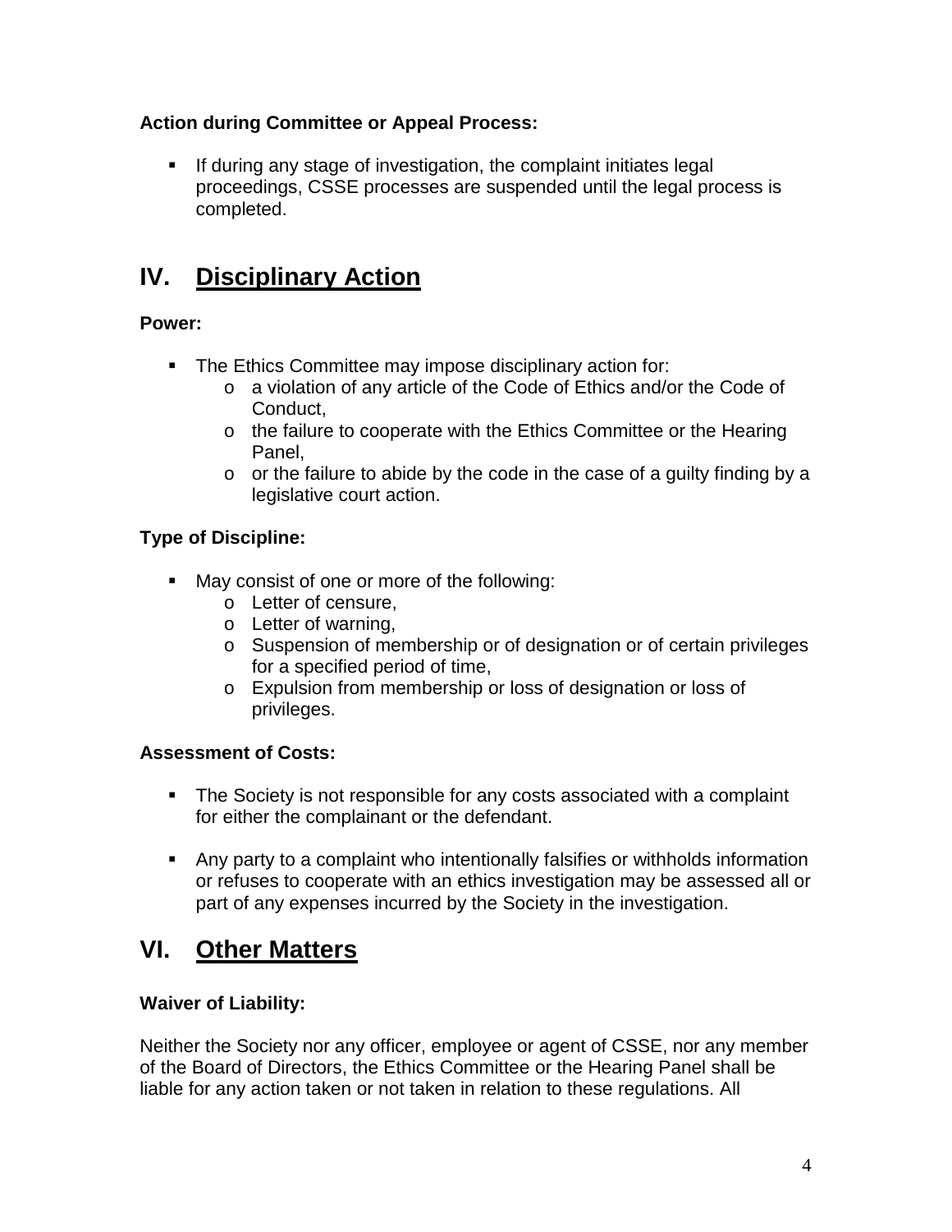**Action during Committee or Appeal Process:**

- If during any stage of investigation, the complaint initiates legal proceedings, CSSE processes are suspended until the legal process is completed.

## IV. Disciplinary Action

**Power:**

- The Ethics Committee may impose disciplinary action for:
  - a violation of any article of the Code of Ethics and/or the Code of Conduct,
  - the failure to cooperate with the Ethics Committee or the Hearing Panel,
  - or the failure to abide by the code in the case of a guilty finding by a legislative court action.

**Type of Discipline:**

- May consist of one or more of the following:
  - Letter of censure,
  - Letter of warning,
  - Suspension of membership or of designation or of certain privileges for a specified period of time,
  - Expulsion from membership or loss of designation or loss of privileges.

**Assessment of Costs:**

- The Society is not responsible for any costs associated with a complaint for either the complainant or the defendant.

- Any party to a complaint who intentionally falsifies or withholds information or refuses to cooperate with an ethics investigation may be assessed all or part of any expenses incurred by the Society in the investigation.

## VI. Other Matters

**Waiver of Liability:**

Neither the Society nor any officer, employee or agent of CSSE, nor any member of the Board of Directors, the Ethics Committee or the Hearing Panel shall be liable for any action taken or not taken in relation to these regulations. All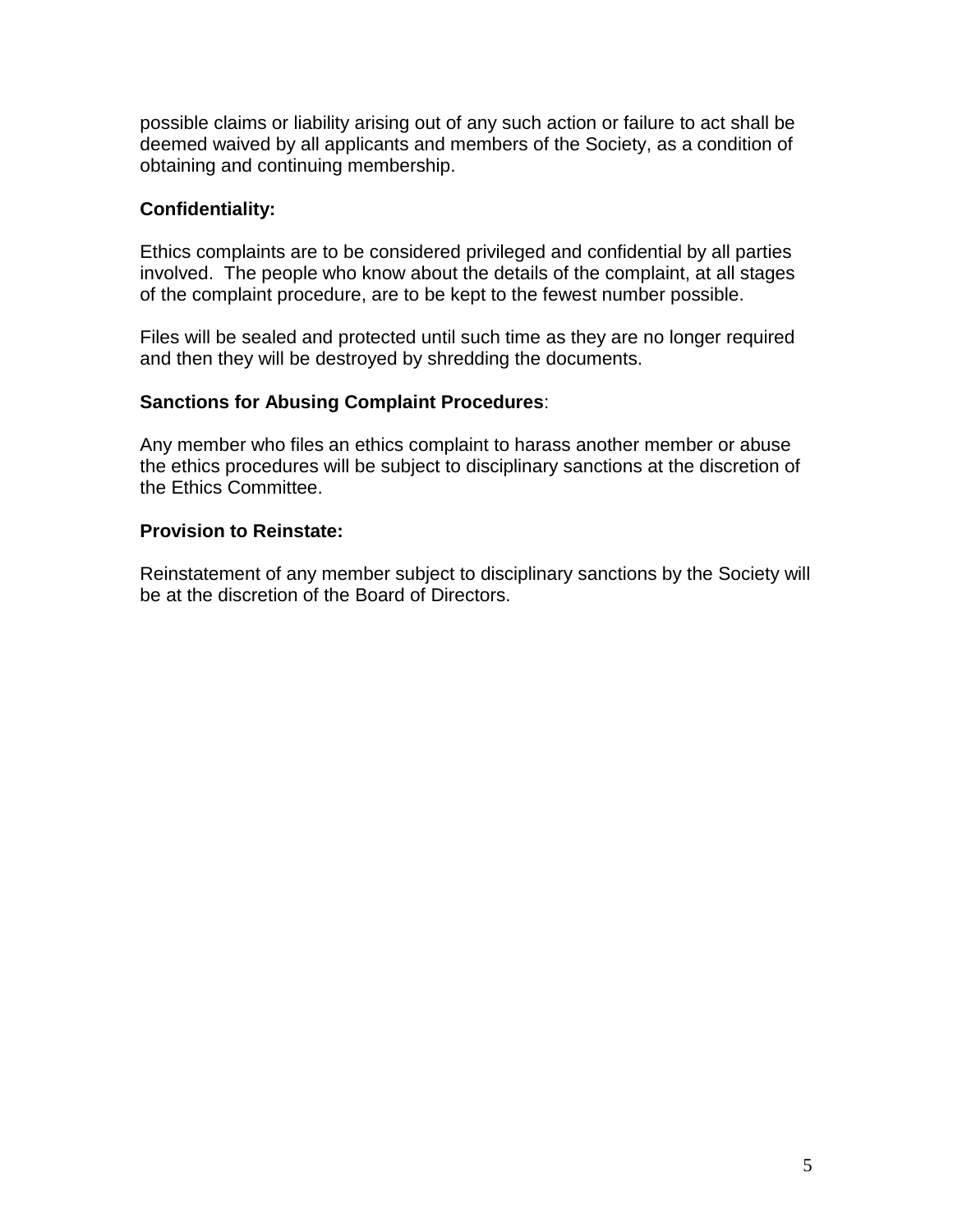possible claims or liability arising out of any such action or failure to act shall be deemed waived by all applicants and members of the Society, as a condition of obtaining and continuing membership.

**Confidentiality:**

Ethics complaints are to be considered privileged and confidential by all parties involved. The people who know about the details of the complaint, at all stages of the complaint procedure, are to be kept to the fewest number possible.

Files will be sealed and protected until such time as they are no longer required and then they will be destroyed by shredding the documents.

**Sanctions for Abusing Complaint Procedures**:

Any member who files an ethics complaint to harass another member or abuse the ethics procedures will be subject to disciplinary sanctions at the discretion of the Ethics Committee.

**Provision to Reinstate:**

Reinstatement of any member subject to disciplinary sanctions by the Society will be at the discretion of the Board of Directors.